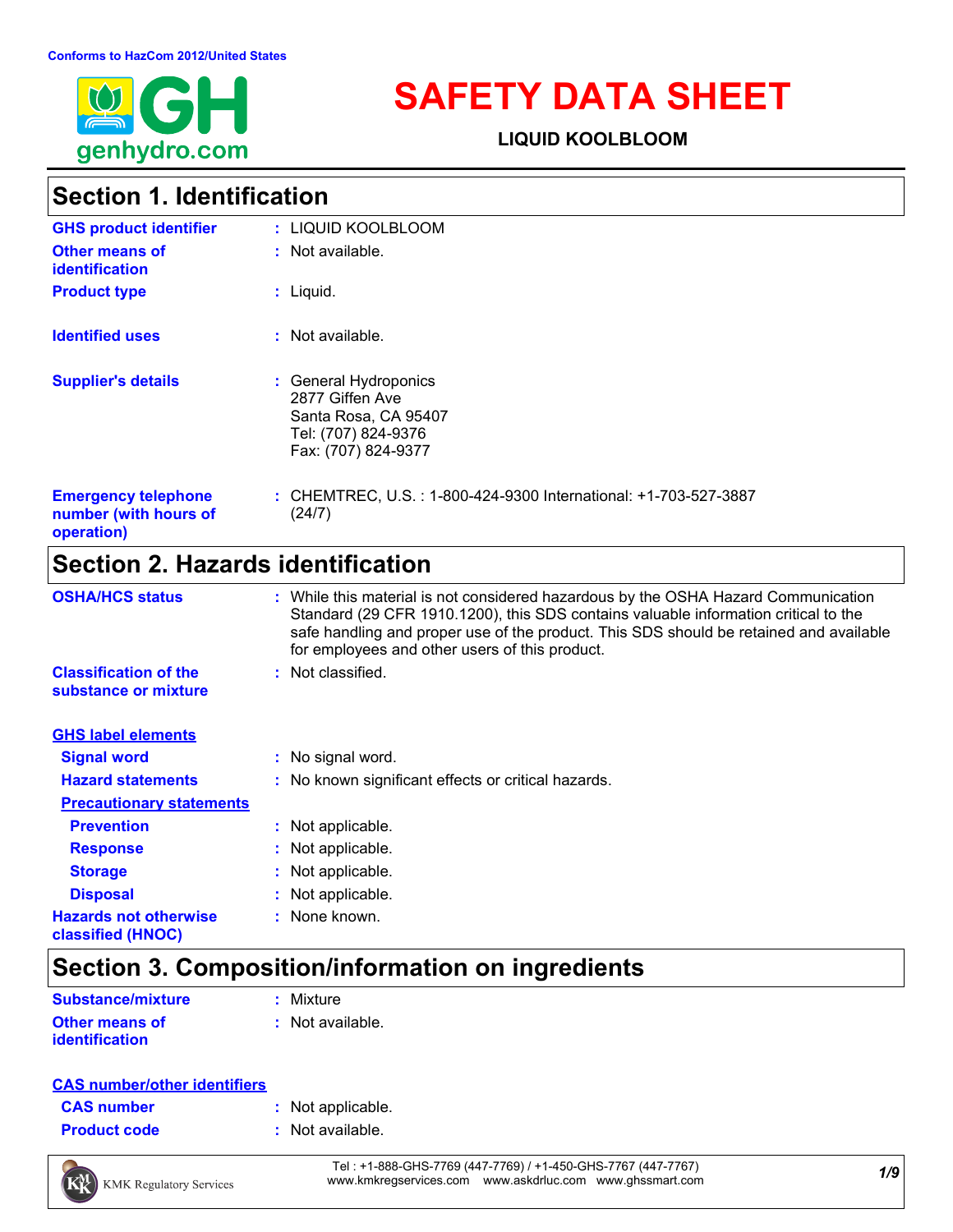Conforms to HazCom 2012/United States

# SAFETY DATA SHEET

**LIQUID KOOLBLOOM**

## Section 1. Identification

| | |
|---|---|
| **GHS product identifier** | : LIQUID KOOLBLOOM |
| **Other means of identification** | : Not available. |
| **Product type** | : Liquid. |
| **Identified uses** | : Not available. |
| **Supplier's details** | : General Hydroponics<br>2877 Giffen Ave<br>Santa Rosa, CA 95407<br>Tel: (707) 824-9376<br>Fax: (707) 824-9377 |
| **Emergency telephone number (with hours of operation)** | : CHEMTREC, U.S. : 1-800-424-9300 International: +1-703-527-3887 (24/7) |

## Section 2. Hazards identification

| | |
|---|---|
| **OSHA/HCS status** | : While this material is not considered hazardous by the OSHA Hazard Communication Standard (29 CFR 1910.1200), this SDS contains valuable information critical to the safe handling and proper use of the product. This SDS should be retained and available for employees and other users of this product. |
| **Classification of the substance or mixture** | : Not classified. |

**GHS label elements**

| | |
|---|---|
| **Signal word** | : No signal word. |
| **Hazard statements** | : No known significant effects or critical hazards. |

**Precautionary statements**

| | |
|---|---|
| **Prevention** | : Not applicable. |
| **Response** | : Not applicable. |
| **Storage** | : Not applicable. |
| **Disposal** | : Not applicable. |
| **Hazards not otherwise classified (HNOC)** | : None known. |

## Section 3. Composition/information on ingredients

| | |
|---|---|
| **Substance/mixture** | : Mixture |
| **Other means of identification** | : Not available. |

**CAS number/other identifiers**

| | |
|---|---|
| **CAS number** | : Not applicable. |
| **Product code** | : Not available. |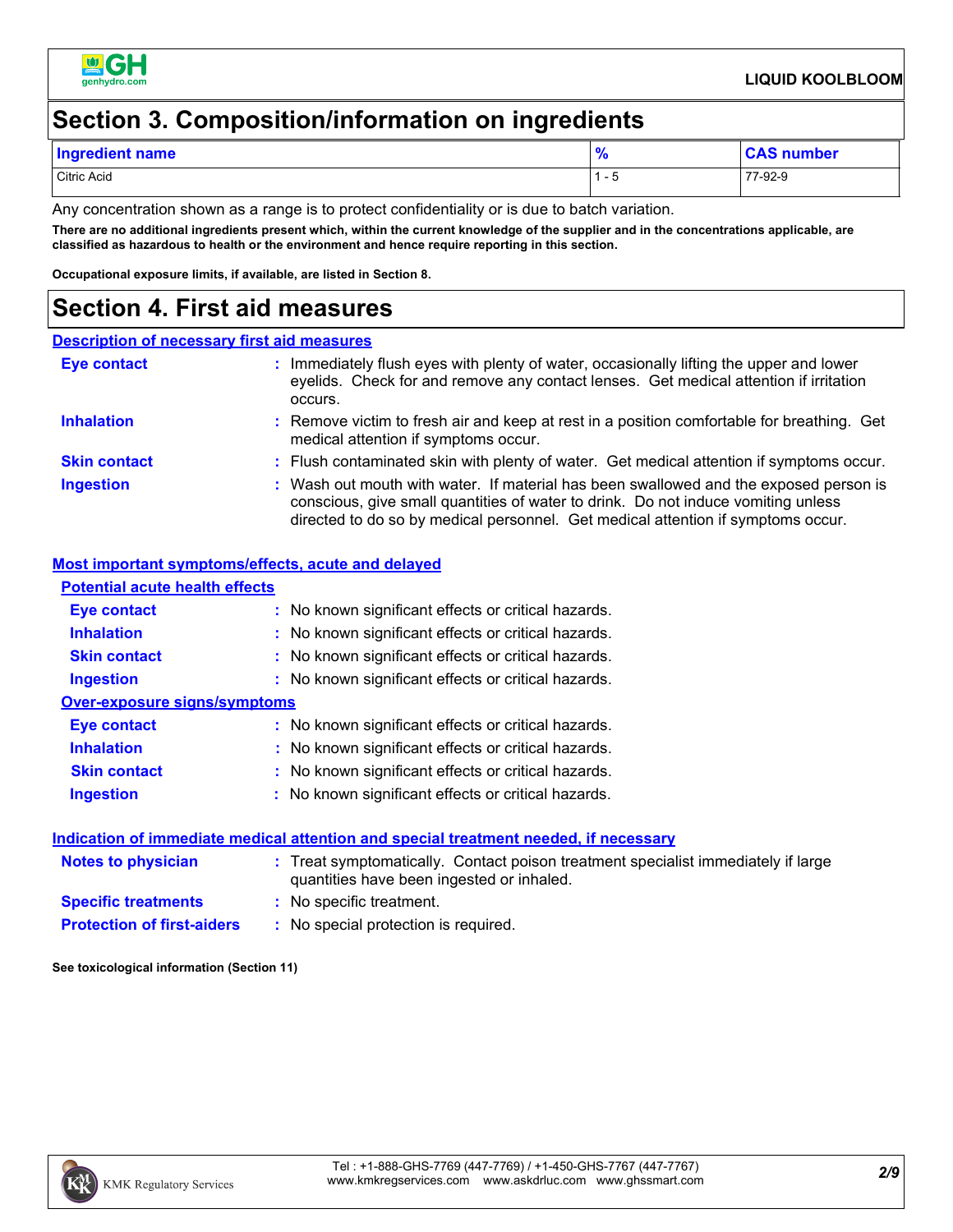## Section 3. Composition/information on ingredients

| Ingredient name | % | CAS number |
| --- | --- | --- |
| Citric Acid | 1 - 5 | 77-92-9 |

Any concentration shown as a range is to protect confidentiality or is due to batch variation.

**There are no additional ingredients present which, within the current knowledge of the supplier and in the concentrations applicable, are classified as hazardous to health or the environment and hence require reporting in this section.**

**Occupational exposure limits, if available, are listed in Section 8.**

## Section 4. First aid measures

### Description of necessary first aid measures

**Eye contact** : Immediately flush eyes with plenty of water, occasionally lifting the upper and lower eyelids. Check for and remove any contact lenses. Get medical attention if irritation occurs.

**Inhalation** : Remove victim to fresh air and keep at rest in a position comfortable for breathing. Get medical attention if symptoms occur.

**Skin contact** : Flush contaminated skin with plenty of water. Get medical attention if symptoms occur.

**Ingestion** : Wash out mouth with water. If material has been swallowed and the exposed person is conscious, give small quantities of water to drink. Do not induce vomiting unless directed to do so by medical personnel. Get medical attention if symptoms occur.

### Most important symptoms/effects, acute and delayed

#### Potential acute health effects

**Eye contact** : No known significant effects or critical hazards.

**Inhalation** : No known significant effects or critical hazards.

**Skin contact** : No known significant effects or critical hazards.

**Ingestion** : No known significant effects or critical hazards.

#### Over-exposure signs/symptoms

**Eye contact** : No known significant effects or critical hazards.

**Inhalation** : No known significant effects or critical hazards.

**Skin contact** : No known significant effects or critical hazards.

**Ingestion** : No known significant effects or critical hazards.

### Indication of immediate medical attention and special treatment needed, if necessary

**Notes to physician** : Treat symptomatically. Contact poison treatment specialist immediately if large quantities have been ingested or inhaled.

**Specific treatments** : No specific treatment.

**Protection of first-aiders** : No special protection is required.

**See toxicological information (Section 11)**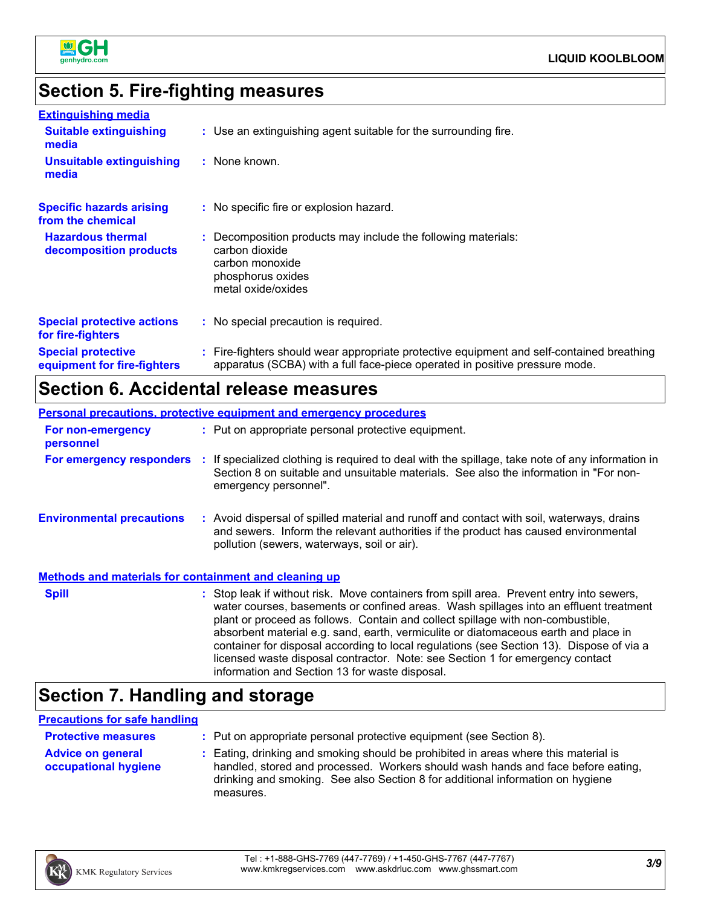## Section 5. Fire-fighting measures

### Extinguishing media

**Suitable extinguishing media** : Use an extinguishing agent suitable for the surrounding fire.

**Unsuitable extinguishing media** : None known.

**Specific hazards arising from the chemical** : No specific fire or explosion hazard.

**Hazardous thermal decomposition products** : Decomposition products may include the following materials:
carbon dioxide
carbon monoxide
phosphorus oxides
metal oxide/oxides

**Special protective actions for fire-fighters** : No special precaution is required.

**Special protective equipment for fire-fighters** : Fire-fighters should wear appropriate protective equipment and self-contained breathing apparatus (SCBA) with a full face-piece operated in positive pressure mode.

## Section 6. Accidental release measures

### Personal precautions, protective equipment and emergency procedures

**For non-emergency personnel** : Put on appropriate personal protective equipment.

**For emergency responders** : If specialized clothing is required to deal with the spillage, take note of any information in Section 8 on suitable and unsuitable materials. See also the information in "For non-emergency personnel".

**Environmental precautions** : Avoid dispersal of spilled material and runoff and contact with soil, waterways, drains and sewers. Inform the relevant authorities if the product has caused environmental pollution (sewers, waterways, soil or air).

### Methods and materials for containment and cleaning up

**Spill** : Stop leak if without risk. Move containers from spill area. Prevent entry into sewers, water courses, basements or confined areas. Wash spillages into an effluent treatment plant or proceed as follows. Contain and collect spillage with non-combustible, absorbent material e.g. sand, earth, vermiculite or diatomaceous earth and place in container for disposal according to local regulations (see Section 13). Dispose of via a licensed waste disposal contractor. Note: see Section 1 for emergency contact information and Section 13 for waste disposal.

## Section 7. Handling and storage

### Precautions for safe handling

**Protective measures** : Put on appropriate personal protective equipment (see Section 8).

**Advice on general occupational hygiene** : Eating, drinking and smoking should be prohibited in areas where this material is handled, stored and processed. Workers should wash hands and face before eating, drinking and smoking. See also Section 8 for additional information on hygiene measures.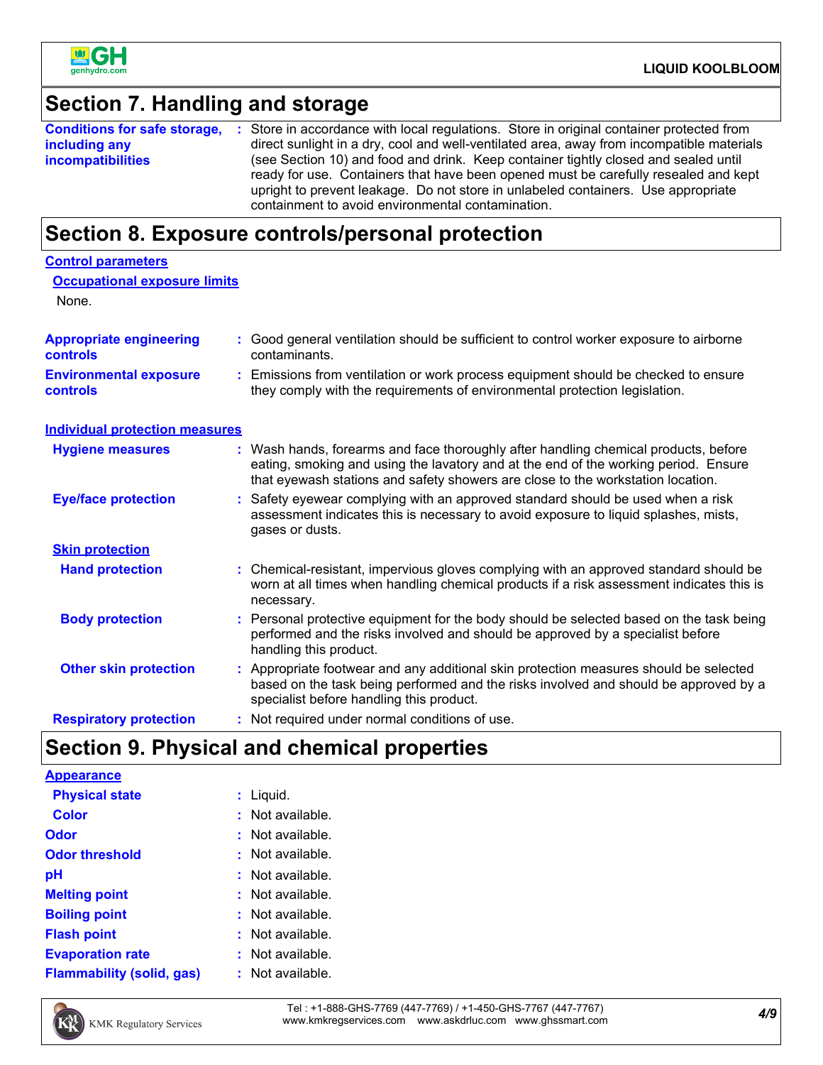## Section 7. Handling and storage

**Conditions for safe storage, including any incompatibilities** : Store in accordance with local regulations. Store in original container protected from direct sunlight in a dry, cool and well-ventilated area, away from incompatible materials (see Section 10) and food and drink. Keep container tightly closed and sealed until ready for use. Containers that have been opened must be carefully resealed and kept upright to prevent leakage. Do not store in unlabeled containers. Use appropriate containment to avoid environmental contamination.

## Section 8. Exposure controls/personal protection

### Control parameters

#### Occupational exposure limits

None.

**Appropriate engineering controls** : Good general ventilation should be sufficient to control worker exposure to airborne contaminants.

**Environmental exposure controls** : Emissions from ventilation or work process equipment should be checked to ensure they comply with the requirements of environmental protection legislation.

### Individual protection measures

**Hygiene measures** : Wash hands, forearms and face thoroughly after handling chemical products, before eating, smoking and using the lavatory and at the end of the working period. Ensure that eyewash stations and safety showers are close to the workstation location.

**Eye/face protection** : Safety eyewear complying with an approved standard should be used when a risk assessment indicates this is necessary to avoid exposure to liquid splashes, mists, gases or dusts.

#### Skin protection

**Hand protection** : Chemical-resistant, impervious gloves complying with an approved standard should be worn at all times when handling chemical products if a risk assessment indicates this is necessary.

**Body protection** : Personal protective equipment for the body should be selected based on the task being performed and the risks involved and should be approved by a specialist before handling this product.

**Other skin protection** : Appropriate footwear and any additional skin protection measures should be selected based on the task being performed and the risks involved and should be approved by a specialist before handling this product.

**Respiratory protection** : Not required under normal conditions of use.

## Section 9. Physical and chemical properties

### Appearance

**Physical state** : Liquid.

**Color** : Not available.

**Odor** : Not available.

**Odor threshold** : Not available.

**pH** : Not available.

**Melting point** : Not available.

**Boiling point** : Not available.

**Flash point** : Not available.

**Evaporation rate** : Not available.

**Flammability (solid, gas)** : Not available.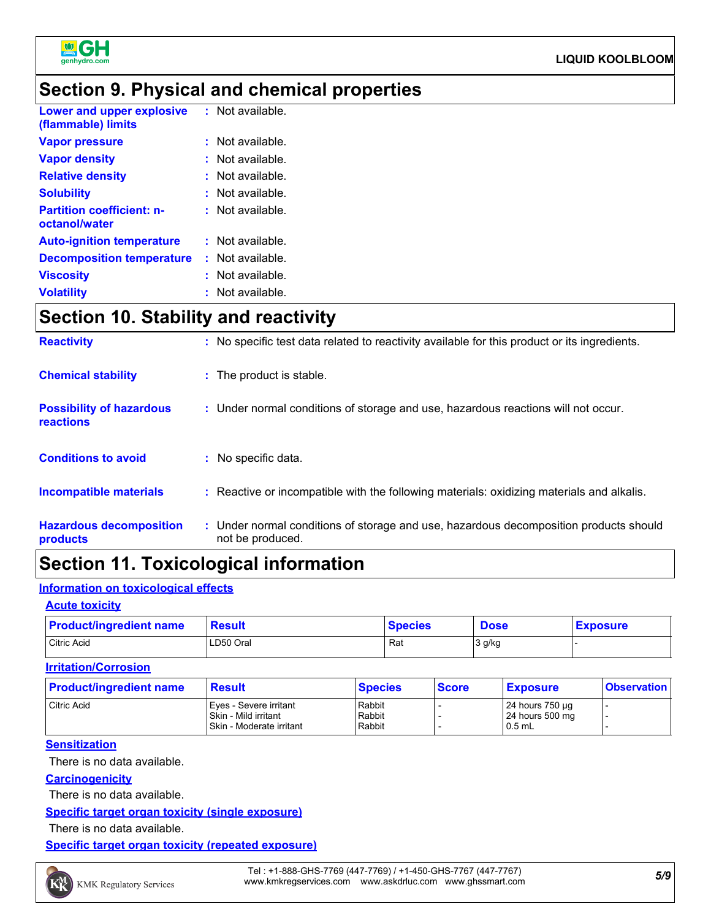## Section 9. Physical and chemical properties

**Lower and upper explosive (flammable) limits** : Not available.

**Vapor pressure** : Not available.

**Vapor density** : Not available.

**Relative density** : Not available.

**Solubility** : Not available.

**Partition coefficient: n-octanol/water** : Not available.

**Auto-ignition temperature** : Not available.

**Decomposition temperature** : Not available.

**Viscosity** : Not available.

**Volatility** : Not available.

## Section 10. Stability and reactivity

**Reactivity** : No specific test data related to reactivity available for this product or its ingredients.

**Chemical stability** : The product is stable.

**Possibility of hazardous reactions** : Under normal conditions of storage and use, hazardous reactions will not occur.

**Conditions to avoid** : No specific data.

**Incompatible materials** : Reactive or incompatible with the following materials: oxidizing materials and alkalis.

**Hazardous decomposition products** : Under normal conditions of storage and use, hazardous decomposition products should not be produced.

## Section 11. Toxicological information

### Information on toxicological effects

#### Acute toxicity

| Product/ingredient name | Result | Species | Dose | Exposure |
|---|---|---|---|---|
| Citric Acid | LD50 Oral | Rat | 3 g/kg | - |

#### Irritation/Corrosion

| Product/ingredient name | Result | Species | Score | Exposure | Observation |
|---|---|---|---|---|---|
| Citric Acid | Eyes - Severe irritant | Rabbit | - | 24 hours 750 µg | - |
| | Skin - Mild irritant | Rabbit | - | 24 hours 500 mg | - |
| | Skin - Moderate irritant | Rabbit | - | 0.5 mL | - |

#### Sensitization

There is no data available.

#### Carcinogenicity

There is no data available.

#### Specific target organ toxicity (single exposure)

There is no data available.

#### Specific target organ toxicity (repeated exposure)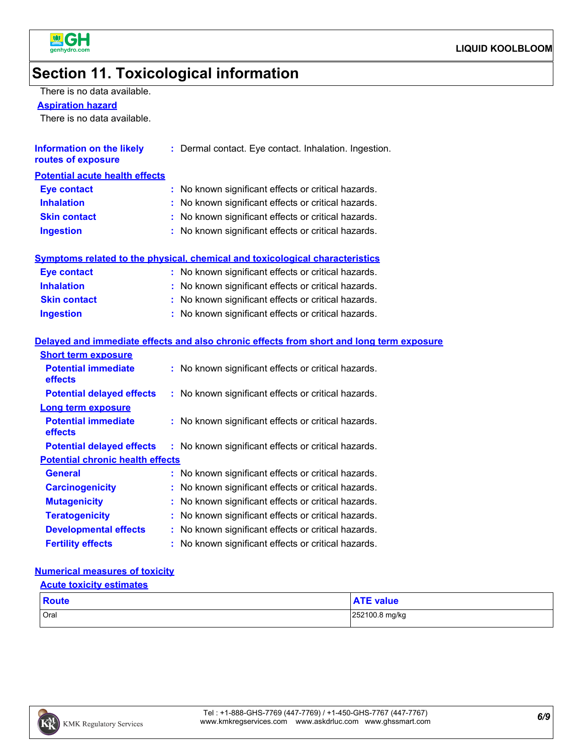# Section 11. Toxicological information

There is no data available.

**Aspiration hazard**

There is no data available.

**Information on the likely routes of exposure** : Dermal contact. Eye contact. Inhalation. Ingestion.

**Potential acute health effects**

**Eye contact** : No known significant effects or critical hazards.

**Inhalation** : No known significant effects or critical hazards.

**Skin contact** : No known significant effects or critical hazards.

**Ingestion** : No known significant effects or critical hazards.

**Symptoms related to the physical, chemical and toxicological characteristics**

**Eye contact** : No known significant effects or critical hazards.

**Inhalation** : No known significant effects or critical hazards.

**Skin contact** : No known significant effects or critical hazards.

**Ingestion** : No known significant effects or critical hazards.

**Delayed and immediate effects and also chronic effects from short and long term exposure**

**Short term exposure**

**Potential immediate effects** : No known significant effects or critical hazards.

**Potential delayed effects** : No known significant effects or critical hazards.

**Long term exposure**

**Potential immediate effects** : No known significant effects or critical hazards.

**Potential delayed effects** : No known significant effects or critical hazards.

**Potential chronic health effects**

**General** : No known significant effects or critical hazards.

**Carcinogenicity** : No known significant effects or critical hazards.

**Mutagenicity** : No known significant effects or critical hazards.

**Teratogenicity** : No known significant effects or critical hazards.

**Developmental effects** : No known significant effects or critical hazards.

**Fertility effects** : No known significant effects or critical hazards.

**Numerical measures of toxicity**

**Acute toxicity estimates**

| Route | ATE value |
| --- | --- |
| Oral | 252100.8 mg/kg |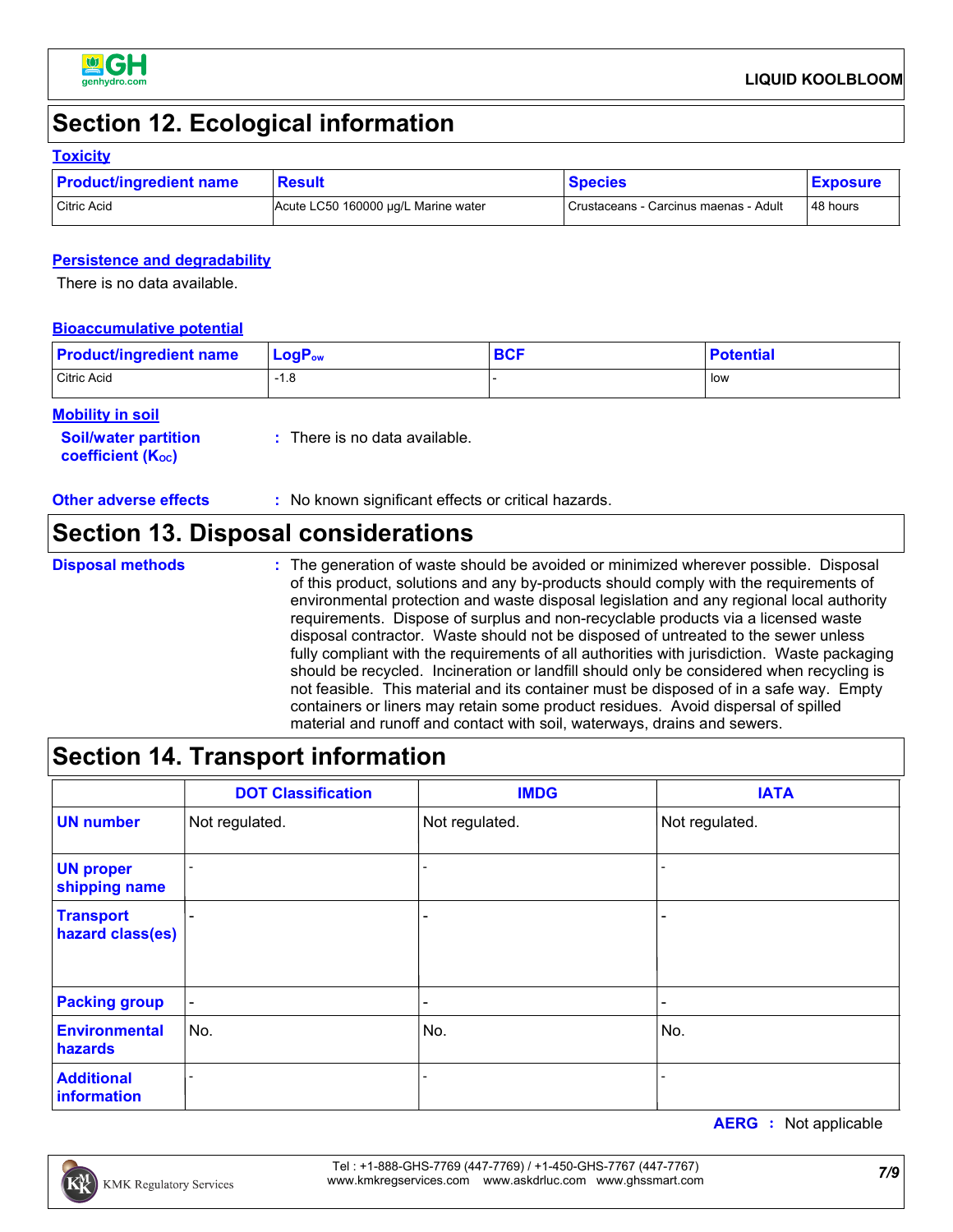## Section 12. Ecological information

### Toxicity

| Product/ingredient name | Result | Species | Exposure |
|---|---|---|---|
| Citric Acid | Acute LC50 160000 µg/L Marine water | Crustaceans - Carcinus maenas - Adult | 48 hours |

### Persistence and degradability

There is no data available.

### Bioaccumulative potential

| Product/ingredient name | $LogP_{ow}$ | BCF | Potential |
|---|---|---|---|
| Citric Acid | -1.8 | - | low |

### Mobility in soil

**Soil/water partition coefficient ($K_{OC}$)** : There is no data available.

**Other adverse effects** : No known significant effects or critical hazards.

## Section 13. Disposal considerations

**Disposal methods** : The generation of waste should be avoided or minimized wherever possible. Disposal of this product, solutions and any by-products should comply with the requirements of environmental protection and waste disposal legislation and any regional local authority requirements. Dispose of surplus and non-recyclable products via a licensed waste disposal contractor. Waste should not be disposed of untreated to the sewer unless fully compliant with the requirements of all authorities with jurisdiction. Waste packaging should be recycled. Incineration or landfill should only be considered when recycling is not feasible. This material and its container must be disposed of in a safe way. Empty containers or liners may retain some product residues. Avoid dispersal of spilled material and runoff and contact with soil, waterways, drains and sewers.

## Section 14. Transport information

| | DOT Classification | IMDG | IATA |
|---|---|---|---|
| UN number | Not regulated. | Not regulated. | Not regulated. |
| UN proper shipping name | - | - | - |
| Transport hazard class(es) | - | - | - |
| Packing group | - | - | - |
| Environmental hazards | No. | No. | No. |
| Additional information | - | - | - |

**AERG** : Not applicable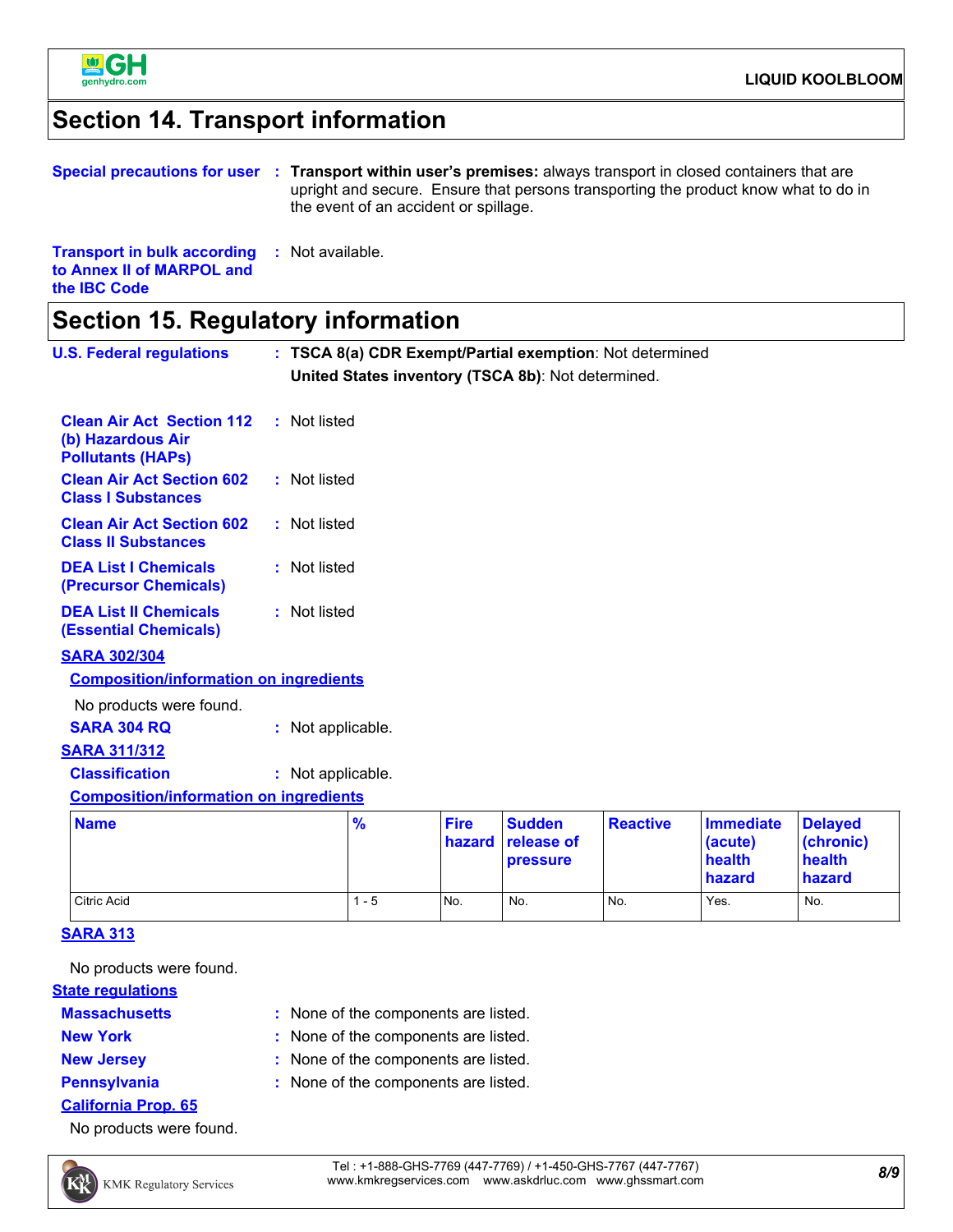## Section 14. Transport information

**Special precautions for user** : **Transport within user's premises:** always transport in closed containers that are upright and secure. Ensure that persons transporting the product know what to do in the event of an accident or spillage.

**Transport in bulk according to Annex II of MARPOL and the IBC Code** : Not available.

## Section 15. Regulatory information

**U.S. Federal regulations** : **TSCA 8(a) CDR Exempt/Partial exemption**: Not determined

**United States inventory (TSCA 8b)**: Not determined.

**Clean Air Act Section 112 (b) Hazardous Air Pollutants (HAPs)** : Not listed

**Clean Air Act Section 602 Class I Substances** : Not listed

**Clean Air Act Section 602 Class II Substances** : Not listed

**DEA List I Chemicals (Precursor Chemicals)** : Not listed

**DEA List II Chemicals (Essential Chemicals)** : Not listed

**SARA 302/304**

**Composition/information on ingredients**

No products were found.

**SARA 304 RQ** : Not applicable.

**SARA 311/312**

**Classification** : Not applicable.

**Composition/information on ingredients**

| Name | % | Fire hazard | Sudden release of pressure | Reactive | Immediate (acute) health hazard | Delayed (chronic) health hazard |
|---|---|---|---|---|---|---|
| Citric Acid | 1 - 5 | No. | No. | No. | Yes. | No. |

**SARA 313**

No products were found.

**State regulations**

**Massachusetts** : None of the components are listed.

**New York** : None of the components are listed.

**New Jersey** : None of the components are listed.

**Pennsylvania** : None of the components are listed.

**California Prop. 65**

No products were found.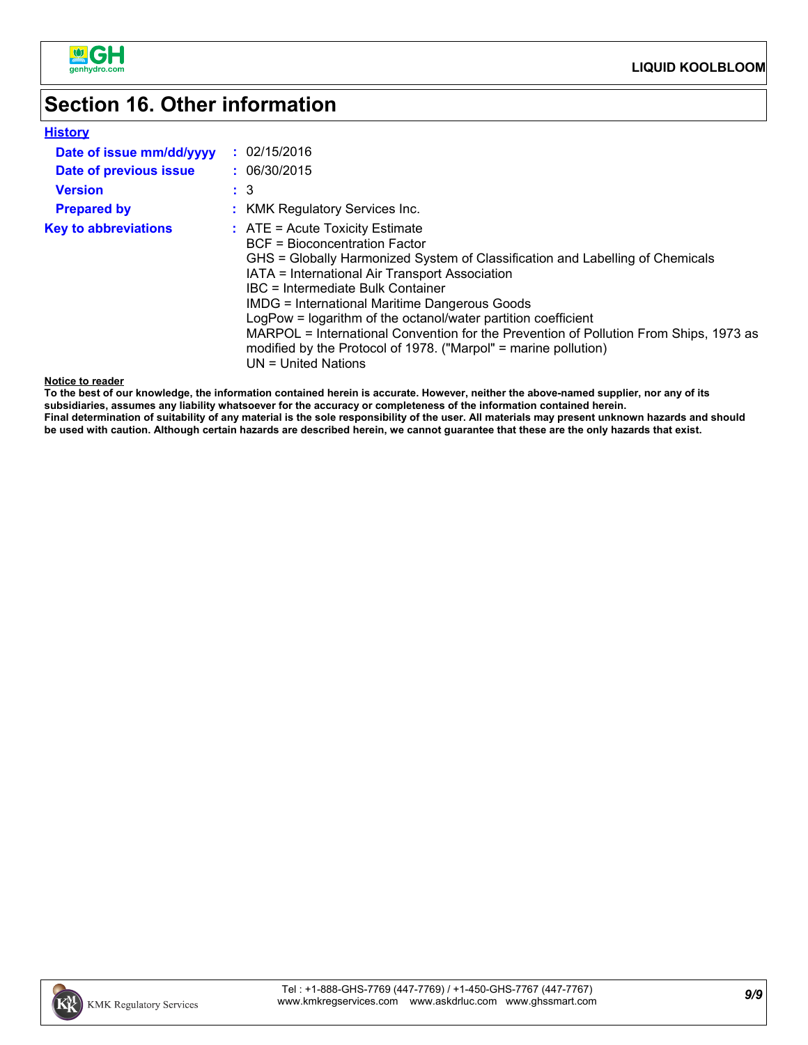# Section 16. Other information

**History**

| | |
|---|---|
| **Date of issue mm/dd/yyyy** | : 02/15/2016 |
| **Date of previous issue** | : 06/30/2015 |
| **Version** | : 3 |
| **Prepared by** | : KMK Regulatory Services Inc. |
| **Key to abbreviations** | : ATE = Acute Toxicity Estimate<br>BCF = Bioconcentration Factor<br>GHS = Globally Harmonized System of Classification and Labelling of Chemicals<br>IATA = International Air Transport Association<br>IBC = Intermediate Bulk Container<br>IMDG = International Maritime Dangerous Goods<br>LogPow = logarithm of the octanol/water partition coefficient<br>MARPOL = International Convention for the Prevention of Pollution From Ships, 1973 as modified by the Protocol of 1978. ("Marpol" = marine pollution)<br>UN = United Nations |

**Notice to reader**

**To the best of our knowledge, the information contained herein is accurate. However, neither the above-named supplier, nor any of its subsidiaries, assumes any liability whatsoever for the accuracy or completeness of the information contained herein.**
**Final determination of suitability of any material is the sole responsibility of the user. All materials may present unknown hazards and should be used with caution. Although certain hazards are described herein, we cannot guarantee that these are the only hazards that exist.**